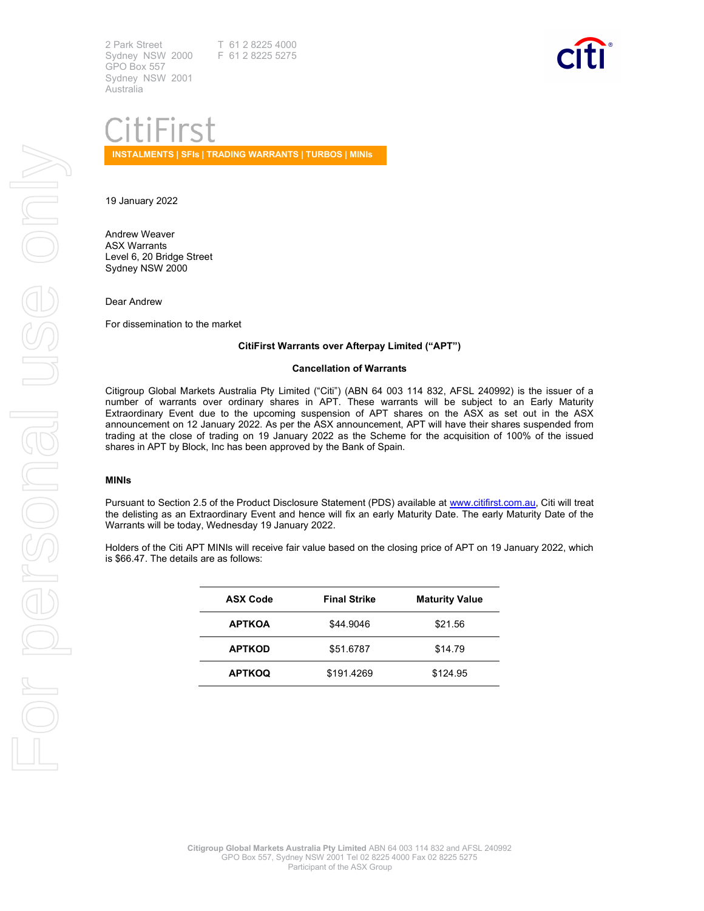2 Park Street
Sydney NSW 2000
GPO Box 557
Sydney NSW 2001
Australia

T 61 2 8225 4000
F 61 2 8225 5275

CitiFirst

**INSTALMENTS | SFIs | TRADING WARRANTS | TURBOS | MINIs**

19 January 2022

Andrew Weaver
ASX Warrants
Level 6, 20 Bridge Street
Sydney NSW 2000

Dear Andrew

For dissemination to the market

**CitiFirst Warrants over Afterpay Limited ("APT")**

**Cancellation of Warrants**

Citigroup Global Markets Australia Pty Limited ("Citi") (ABN 64 003 114 832, AFSL 240992) is the issuer of a number of warrants over ordinary shares in APT. These warrants will be subject to an Early Maturity Extraordinary Event due to the upcoming suspension of APT shares on the ASX as set out in the ASX announcement on 12 January 2022. As per the ASX announcement, APT will have their shares suspended from trading at the close of trading on 19 January 2022 as the Scheme for the acquisition of 100% of the issued shares in APT by Block, Inc has been approved by the Bank of Spain.

**MINIs**

Pursuant to Section 2.5 of the Product Disclosure Statement (PDS) available at www.citifirst.com.au, Citi will treat the delisting as an Extraordinary Event and hence will fix an early Maturity Date. The early Maturity Date of the Warrants will be today, Wednesday 19 January 2022.

Holders of the Citi APT MINIs will receive fair value based on the closing price of APT on 19 January 2022, which is $66.47. The details are as follows:

| ASX Code | Final Strike | Maturity Value |
|---|---|---|
| **APTKOA** | $44.9046 | $21.56 |
| **APTKOD** | $51.6787 | $14.79 |
| **APTKOQ** | $191.4269 | $124.95 |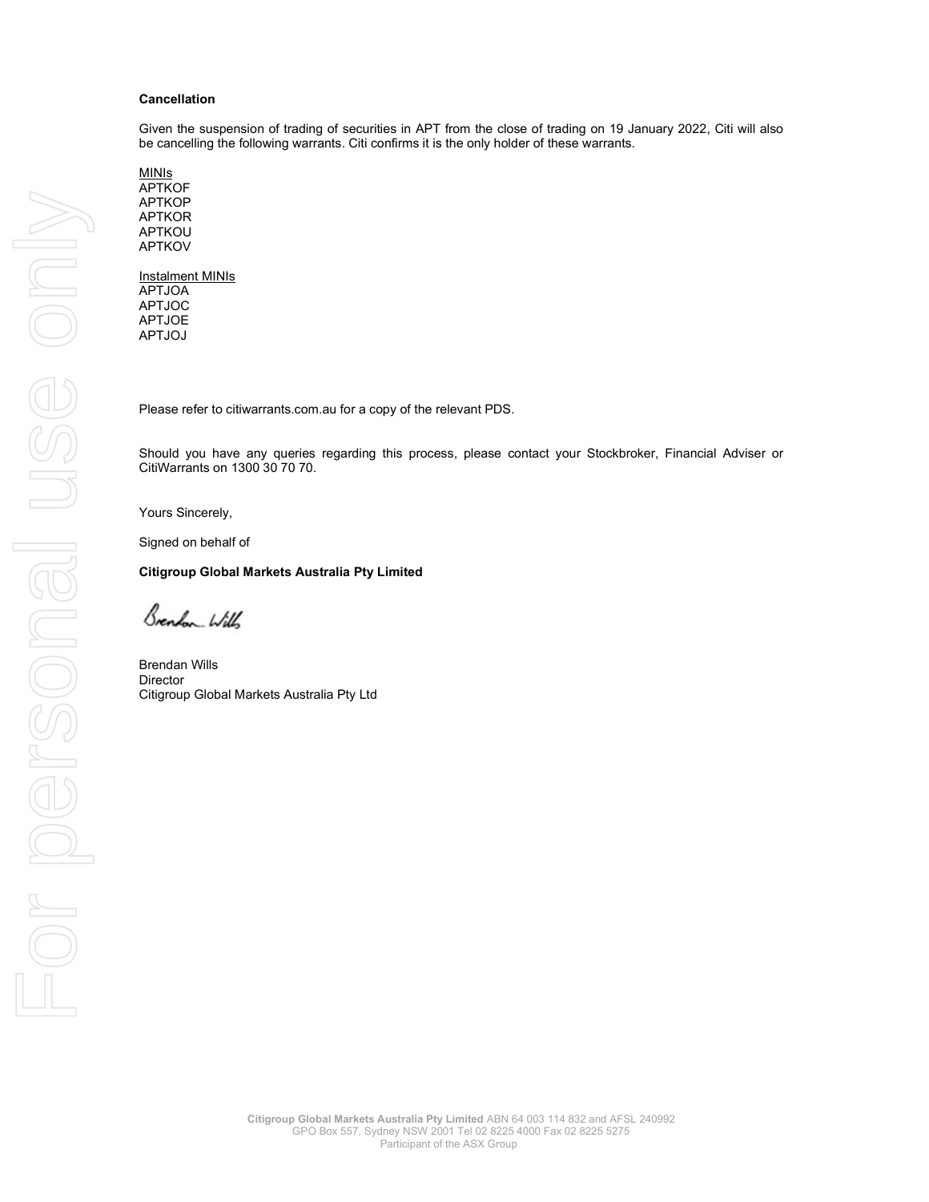**Cancellation**

Given the suspension of trading of securities in APT from the close of trading on 19 January 2022, Citi will also be cancelling the following warrants. Citi confirms it is the only holder of these warrants.

<u>MINIs</u>
APTKOF
APTKOP
APTKOR
APTKOU
APTKOV

<u>Instalment MINIs</u>
APTJOA
APTJOC
APTJOE
APTJOJ

Please refer to citiwarrants.com.au for a copy of the relevant PDS.

Should you have any queries regarding this process, please contact your Stockbroker, Financial Adviser or CitiWarrants on 1300 30 70 70.

Yours Sincerely,

Signed on behalf of

**Citigroup Global Markets Australia Pty Limited**

Brendan Wills
Director
Citigroup Global Markets Australia Pty Ltd

**Citigroup Global Markets Australia Pty Limited** ABN 64 003 114 832 and AFSL 240992
GPO Box 557, Sydney NSW 2001 Tel 02 8225 4000 Fax 02 8225 5275
Participant of the ASX Group